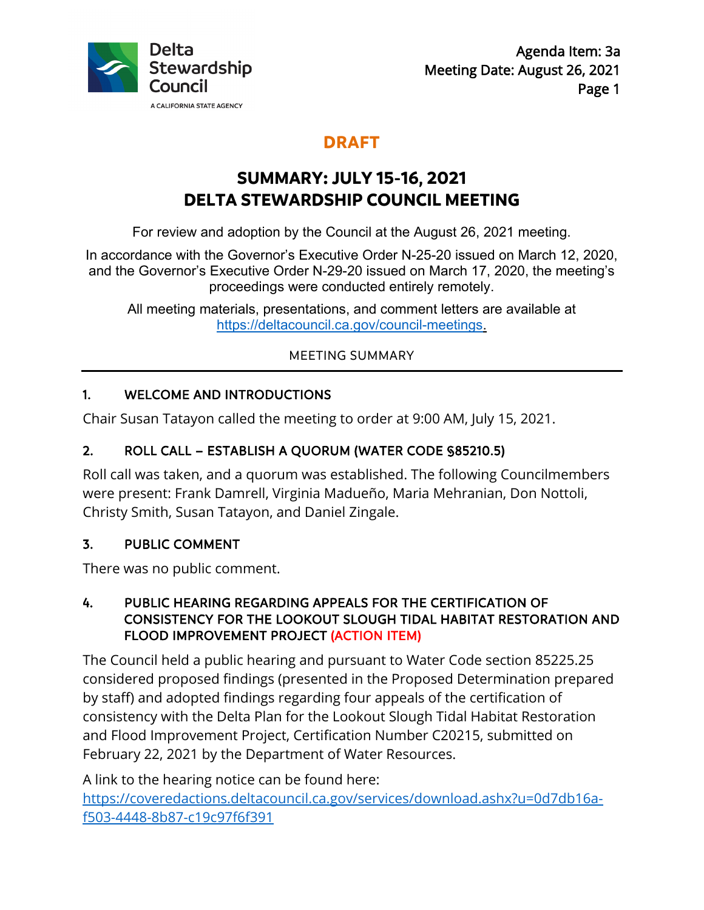Delta Stewardship Council

A CALIFORNIA STATE AGENCY

Agenda Item: 3a
Meeting Date: August 26, 2021

**DRAFT**

# SUMMARY: JULY 15-16, 2021 DELTA STEWARDSHIP COUNCIL MEETING

For review and adoption by the Council at the August 26, 2021 meeting.

In accordance with the Governor's Executive Order N-25-20 issued on March 12, 2020, and the Governor's Executive Order N-29-20 issued on March 17, 2020, the meeting's proceedings were conducted entirely remotely.

All meeting materials, presentations, and comment letters are available at https://deltacouncil.ca.gov/council-meetings.

MEETING SUMMARY

## 1. WELCOME AND INTRODUCTIONS

Chair Susan Tatayon called the meeting to order at 9:00 AM, July 15, 2021.

## 2. ROLL CALL – ESTABLISH A QUORUM (WATER CODE §85210.5)

Roll call was taken, and a quorum was established. The following Councilmembers were present: Frank Damrell, Virginia Madueño, Maria Mehranian, Don Nottoli, Christy Smith, Susan Tatayon, and Daniel Zingale.

## 3. PUBLIC COMMENT

There was no public comment.

## 4. PUBLIC HEARING REGARDING APPEALS FOR THE CERTIFICATION OF CONSISTENCY FOR THE LOOKOUT SLOUGH TIDAL HABITAT RESTORATION AND FLOOD IMPROVEMENT PROJECT (ACTION ITEM)

The Council held a public hearing and pursuant to Water Code section 85225.25 considered proposed findings (presented in the Proposed Determination prepared by staff) and adopted findings regarding four appeals of the certification of consistency with the Delta Plan for the Lookout Slough Tidal Habitat Restoration and Flood Improvement Project, Certification Number C20215, submitted on February 22, 2021 by the Department of Water Resources.

A link to the hearing notice can be found here: https://coveredactions.deltacouncil.ca.gov/services/download.ashx?u=0d7db16a-f503-4448-8b87-c19c97f6f391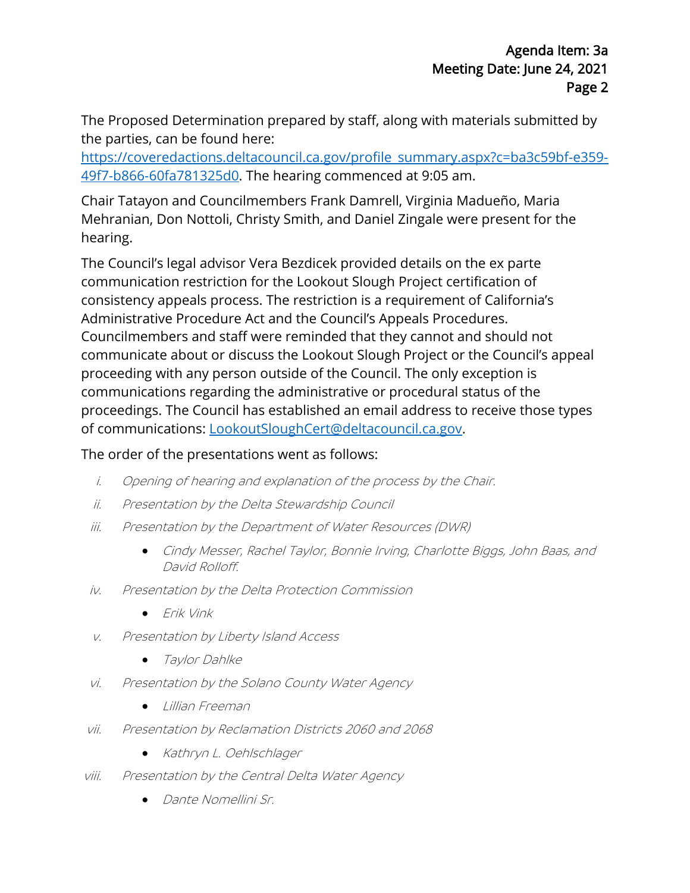The Proposed Determination prepared by staff, along with materials submitted by the parties, can be found here: [https://coveredactions.deltacouncil.ca.gov/profile_summary.aspx?c=ba3c59bf-e359-49f7-b866-60fa781325d0](https://coveredactions.deltacouncil.ca.gov/profile_summary.aspx?c=ba3c59bf-e359-49f7-b866-60fa781325d0). The hearing commenced at 9:05 am.

Chair Tatayon and Councilmembers Frank Damrell, Virginia Madueño, Maria Mehranian, Don Nottoli, Christy Smith, and Daniel Zingale were present for the hearing.

The Council's legal advisor Vera Bezdicek provided details on the ex parte communication restriction for the Lookout Slough Project certification of consistency appeals process. The restriction is a requirement of California's Administrative Procedure Act and the Council's Appeals Procedures. Councilmembers and staff were reminded that they cannot and should not communicate about or discuss the Lookout Slough Project or the Council's appeal proceeding with any person outside of the Council. The only exception is communications regarding the administrative or procedural status of the proceedings. The Council has established an email address to receive those types of communications: [LookoutSloughCert@deltacouncil.ca.gov](mailto:LookoutSloughCert@deltacouncil.ca.gov).

The order of the presentations went as follows:

i. *Opening of hearing and explanation of the process by the Chair.*

ii. *Presentation by the Delta Stewardship Council*

iii. *Presentation by the Department of Water Resources (DWR)*
   - *Cindy Messer, Rachel Taylor, Bonnie Irving, Charlotte Biggs, John Baas, and David Rolloff.*

iv. *Presentation by the Delta Protection Commission*
   - *Erik Vink*

v. *Presentation by Liberty Island Access*
   - *Taylor Dahlke*

vi. *Presentation by the Solano County Water Agency*
   - *Lillian Freeman*

vii. *Presentation by Reclamation Districts 2060 and 2068*
   - *Kathryn L. Oehlschlager*

viii. *Presentation by the Central Delta Water Agency*
   - *Dante Nomellini Sr.*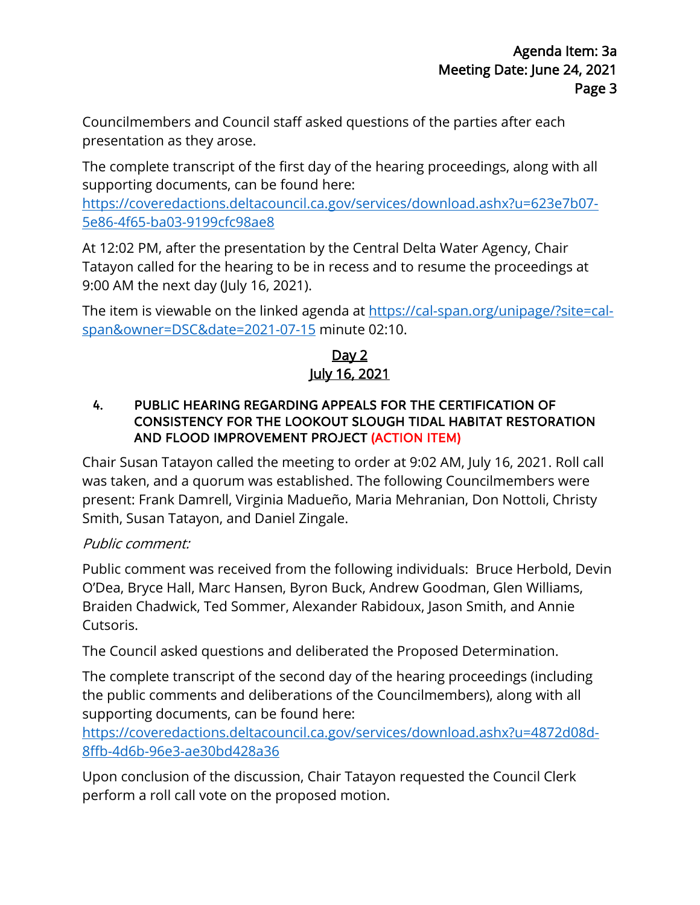Councilmembers and Council staff asked questions of the parties after each presentation as they arose.

The complete transcript of the first day of the hearing proceedings, along with all supporting documents, can be found here: [https://coveredactions.deltacouncil.ca.gov/services/download.ashx?u=623e7b07-5e86-4f65-ba03-9199cfc98ae8](https://coveredactions.deltacouncil.ca.gov/services/download.ashx?u=623e7b07-5e86-4f65-ba03-9199cfc98ae8)

At 12:02 PM, after the presentation by the Central Delta Water Agency, Chair Tatayon called for the hearing to be in recess and to resume the proceedings at 9:00 AM the next day (July 16, 2021).

The item is viewable on the linked agenda at [https://cal-span.org/unipage/?site=cal-span&owner=DSC&date=2021-07-15](https://cal-span.org/unipage/?site=cal-span&owner=DSC&date=2021-07-15) minute 02:10.

## Day 2
## July 16, 2021

### 4. PUBLIC HEARING REGARDING APPEALS FOR THE CERTIFICATION OF CONSISTENCY FOR THE LOOKOUT SLOUGH TIDAL HABITAT RESTORATION AND FLOOD IMPROVEMENT PROJECT (ACTION ITEM)

Chair Susan Tatayon called the meeting to order at 9:02 AM, July 16, 2021. Roll call was taken, and a quorum was established. The following Councilmembers were present: Frank Damrell, Virginia Madueño, Maria Mehranian, Don Nottoli, Christy Smith, Susan Tatayon, and Daniel Zingale.

*Public comment:*

Public comment was received from the following individuals: Bruce Herbold, Devin O'Dea, Bryce Hall, Marc Hansen, Byron Buck, Andrew Goodman, Glen Williams, Braiden Chadwick, Ted Sommer, Alexander Rabidoux, Jason Smith, and Annie Cutsoris.

The Council asked questions and deliberated the Proposed Determination.

The complete transcript of the second day of the hearing proceedings (including the public comments and deliberations of the Councilmembers), along with all supporting documents, can be found here: [https://coveredactions.deltacouncil.ca.gov/services/download.ashx?u=4872d08d-8ffb-4d6b-96e3-ae30bd428a36](https://coveredactions.deltacouncil.ca.gov/services/download.ashx?u=4872d08d-8ffb-4d6b-96e3-ae30bd428a36)

Upon conclusion of the discussion, Chair Tatayon requested the Council Clerk perform a roll call vote on the proposed motion.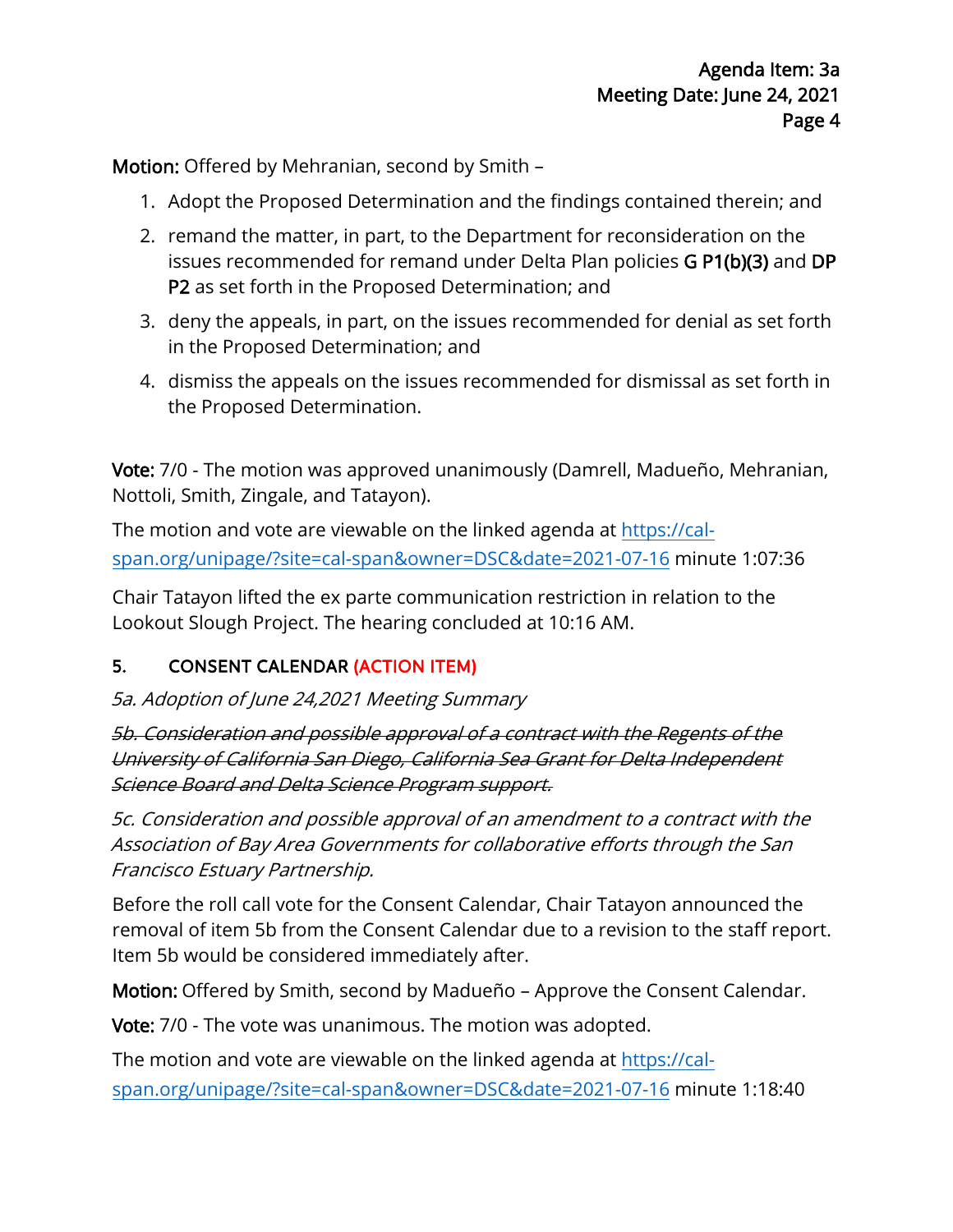**Motion:** Offered by Mehranian, second by Smith –

1. Adopt the Proposed Determination and the findings contained therein; and
2. remand the matter, in part, to the Department for reconsideration on the issues recommended for remand under Delta Plan policies **G P1(b)(3)** and **DP P2** as set forth in the Proposed Determination; and
3. deny the appeals, in part, on the issues recommended for denial as set forth in the Proposed Determination; and
4. dismiss the appeals on the issues recommended for dismissal as set forth in the Proposed Determination.

**Vote:** 7/0 - The motion was approved unanimously (Damrell, Madueño, Mehranian, Nottoli, Smith, Zingale, and Tatayon).

The motion and vote are viewable on the linked agenda at [https://cal-span.org/unipage/?site=cal-span&owner=DSC&date=2021-07-16](https://cal-span.org/unipage/?site=cal-span&owner=DSC&date=2021-07-16) minute 1:07:36

Chair Tatayon lifted the ex parte communication restriction in relation to the Lookout Slough Project. The hearing concluded at 10:16 AM.

### 5. CONSENT CALENDAR (ACTION ITEM)

*5a. Adoption of June 24,2021 Meeting Summary*

~~*5b. Consideration and possible approval of a contract with the Regents of the University of California San Diego, California Sea Grant for Delta Independent Science Board and Delta Science Program support.*~~

*5c. Consideration and possible approval of an amendment to a contract with the Association of Bay Area Governments for collaborative efforts through the San Francisco Estuary Partnership.*

Before the roll call vote for the Consent Calendar, Chair Tatayon announced the removal of item 5b from the Consent Calendar due to a revision to the staff report. Item 5b would be considered immediately after.

**Motion:** Offered by Smith, second by Madueño – Approve the Consent Calendar.

**Vote:** 7/0 - The vote was unanimous. The motion was adopted.

The motion and vote are viewable on the linked agenda at [https://cal-span.org/unipage/?site=cal-span&owner=DSC&date=2021-07-16](https://cal-span.org/unipage/?site=cal-span&owner=DSC&date=2021-07-16) minute 1:18:40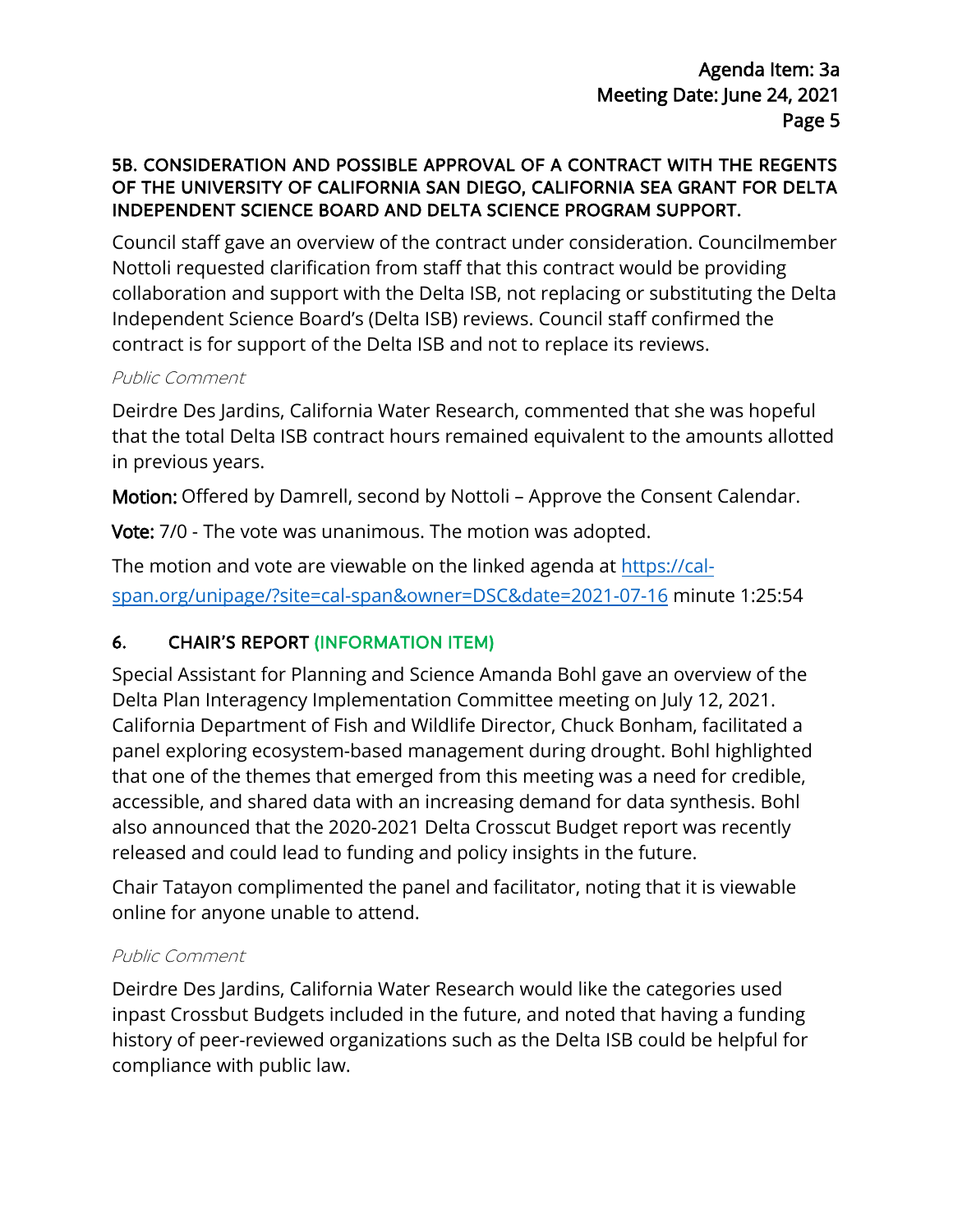### 5B. CONSIDERATION AND POSSIBLE APPROVAL OF A CONTRACT WITH THE REGENTS OF THE UNIVERSITY OF CALIFORNIA SAN DIEGO, CALIFORNIA SEA GRANT FOR DELTA INDEPENDENT SCIENCE BOARD AND DELTA SCIENCE PROGRAM SUPPORT.

Council staff gave an overview of the contract under consideration. Councilmember Nottoli requested clarification from staff that this contract would be providing collaboration and support with the Delta ISB, not replacing or substituting the Delta Independent Science Board's (Delta ISB) reviews. Council staff confirmed the contract is for support of the Delta ISB and not to replace its reviews.

*Public Comment*

Deirdre Des Jardins, California Water Research, commented that she was hopeful that the total Delta ISB contract hours remained equivalent to the amounts allotted in previous years.

**Motion:** Offered by Damrell, second by Nottoli – Approve the Consent Calendar.

**Vote:** 7/0 - The vote was unanimous. The motion was adopted.

The motion and vote are viewable on the linked agenda at [https://cal-span.org/unipage/?site=cal-span&owner=DSC&date=2021-07-16](https://cal-span.org/unipage/?site=cal-span&owner=DSC&date=2021-07-16) minute 1:25:54

## 6. CHAIR'S REPORT (INFORMATION ITEM)

Special Assistant for Planning and Science Amanda Bohl gave an overview of the Delta Plan Interagency Implementation Committee meeting on July 12, 2021. California Department of Fish and Wildlife Director, Chuck Bonham, facilitated a panel exploring ecosystem-based management during drought. Bohl highlighted that one of the themes that emerged from this meeting was a need for credible, accessible, and shared data with an increasing demand for data synthesis. Bohl also announced that the 2020-2021 Delta Crosscut Budget report was recently released and could lead to funding and policy insights in the future.

Chair Tatayon complimented the panel and facilitator, noting that it is viewable online for anyone unable to attend.

*Public Comment*

Deirdre Des Jardins, California Water Research would like the categories used inpast Crossbut Budgets included in the future, and noted that having a funding history of peer-reviewed organizations such as the Delta ISB could be helpful for compliance with public law.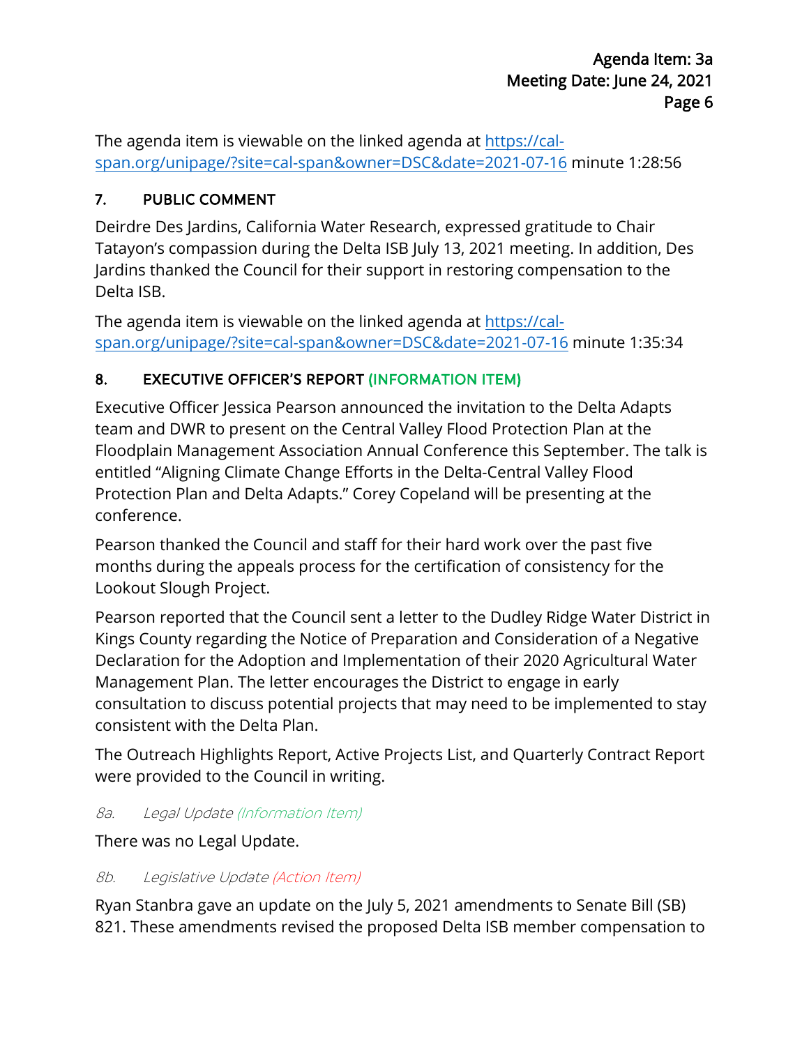The agenda item is viewable on the linked agenda at [https://cal-span.org/unipage/?site=cal-span&owner=DSC&date=2021-07-16](https://cal-span.org/unipage/?site=cal-span&owner=DSC&date=2021-07-16) minute 1:28:56

## 7. PUBLIC COMMENT

Deirdre Des Jardins, California Water Research, expressed gratitude to Chair Tatayon's compassion during the Delta ISB July 13, 2021 meeting. In addition, Des Jardins thanked the Council for their support in restoring compensation to the Delta ISB.

The agenda item is viewable on the linked agenda at [https://cal-span.org/unipage/?site=cal-span&owner=DSC&date=2021-07-16](https://cal-span.org/unipage/?site=cal-span&owner=DSC&date=2021-07-16) minute 1:35:34

## 8. EXECUTIVE OFFICER'S REPORT (INFORMATION ITEM)

Executive Officer Jessica Pearson announced the invitation to the Delta Adapts team and DWR to present on the Central Valley Flood Protection Plan at the Floodplain Management Association Annual Conference this September. The talk is entitled "Aligning Climate Change Efforts in the Delta-Central Valley Flood Protection Plan and Delta Adapts." Corey Copeland will be presenting at the conference.

Pearson thanked the Council and staff for their hard work over the past five months during the appeals process for the certification of consistency for the Lookout Slough Project.

Pearson reported that the Council sent a letter to the Dudley Ridge Water District in Kings County regarding the Notice of Preparation and Consideration of a Negative Declaration for the Adoption and Implementation of their 2020 Agricultural Water Management Plan. The letter encourages the District to engage in early consultation to discuss potential projects that may need to be implemented to stay consistent with the Delta Plan.

The Outreach Highlights Report, Active Projects List, and Quarterly Contract Report were provided to the Council in writing.

### *8a. Legal Update (Information Item)*

There was no Legal Update.

### *8b. Legislative Update (Action Item)*

Ryan Stanbra gave an update on the July 5, 2021 amendments to Senate Bill (SB) 821. These amendments revised the proposed Delta ISB member compensation to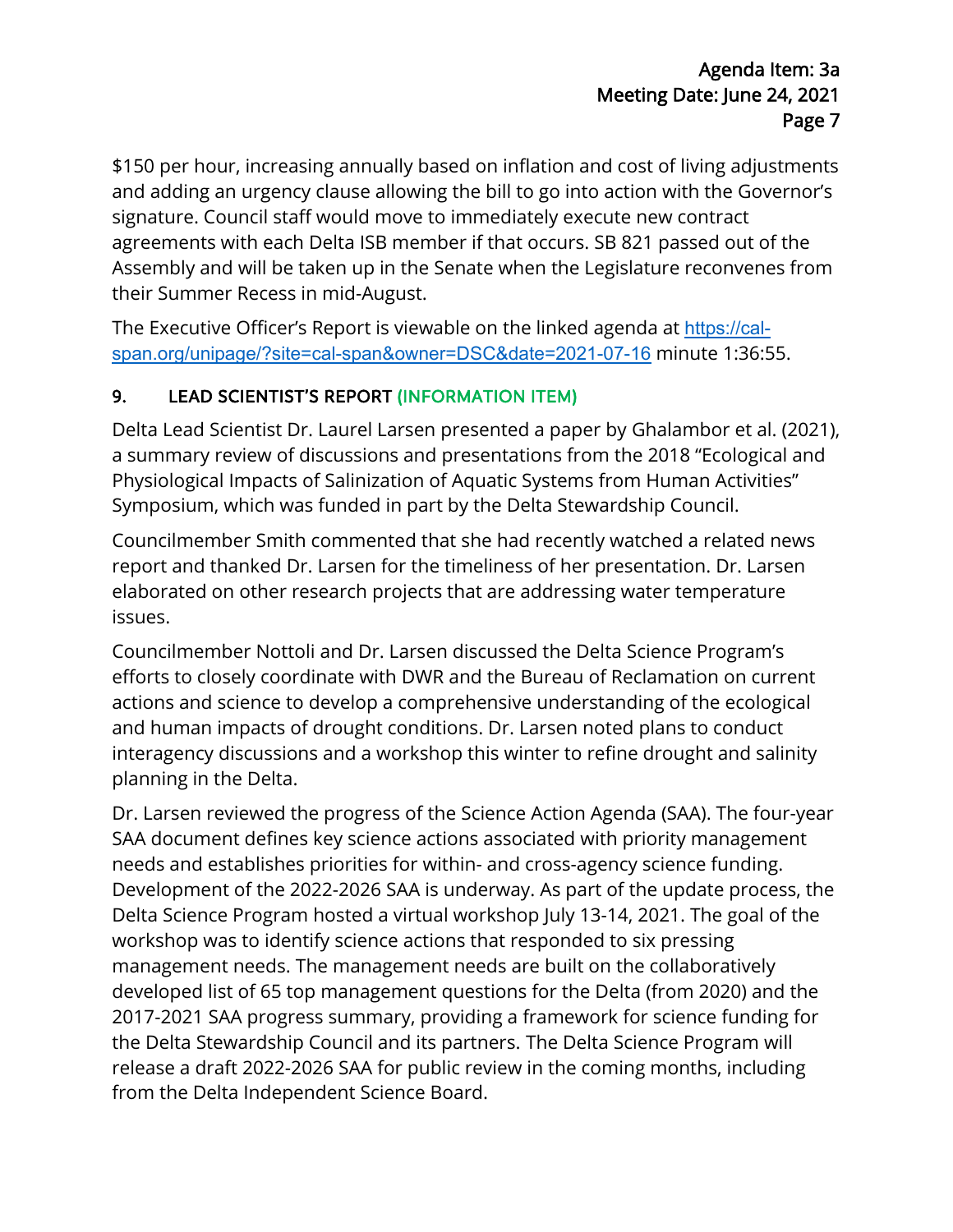$150 per hour, increasing annually based on inflation and cost of living adjustments and adding an urgency clause allowing the bill to go into action with the Governor's signature. Council staff would move to immediately execute new contract agreements with each Delta ISB member if that occurs. SB 821 passed out of the Assembly and will be taken up in the Senate when the Legislature reconvenes from their Summer Recess in mid-August.

The Executive Officer's Report is viewable on the linked agenda at [https://cal-span.org/unipage/?site=cal-span&owner=DSC&date=2021-07-16](https://cal-span.org/unipage/?site=cal-span&owner=DSC&date=2021-07-16) minute 1:36:55.

## 9. LEAD SCIENTIST'S REPORT (INFORMATION ITEM)

Delta Lead Scientist Dr. Laurel Larsen presented a paper by Ghalambor et al. (2021), a summary review of discussions and presentations from the 2018 "Ecological and Physiological Impacts of Salinization of Aquatic Systems from Human Activities" Symposium, which was funded in part by the Delta Stewardship Council.

Councilmember Smith commented that she had recently watched a related news report and thanked Dr. Larsen for the timeliness of her presentation. Dr. Larsen elaborated on other research projects that are addressing water temperature issues.

Councilmember Nottoli and Dr. Larsen discussed the Delta Science Program's efforts to closely coordinate with DWR and the Bureau of Reclamation on current actions and science to develop a comprehensive understanding of the ecological and human impacts of drought conditions. Dr. Larsen noted plans to conduct interagency discussions and a workshop this winter to refine drought and salinity planning in the Delta.

Dr. Larsen reviewed the progress of the Science Action Agenda (SAA). The four-year SAA document defines key science actions associated with priority management needs and establishes priorities for within- and cross-agency science funding. Development of the 2022-2026 SAA is underway. As part of the update process, the Delta Science Program hosted a virtual workshop July 13-14, 2021. The goal of the workshop was to identify science actions that responded to six pressing management needs. The management needs are built on the collaboratively developed list of 65 top management questions for the Delta (from 2020) and the 2017-2021 SAA progress summary, providing a framework for science funding for the Delta Stewardship Council and its partners. The Delta Science Program will release a draft 2022-2026 SAA for public review in the coming months, including from the Delta Independent Science Board.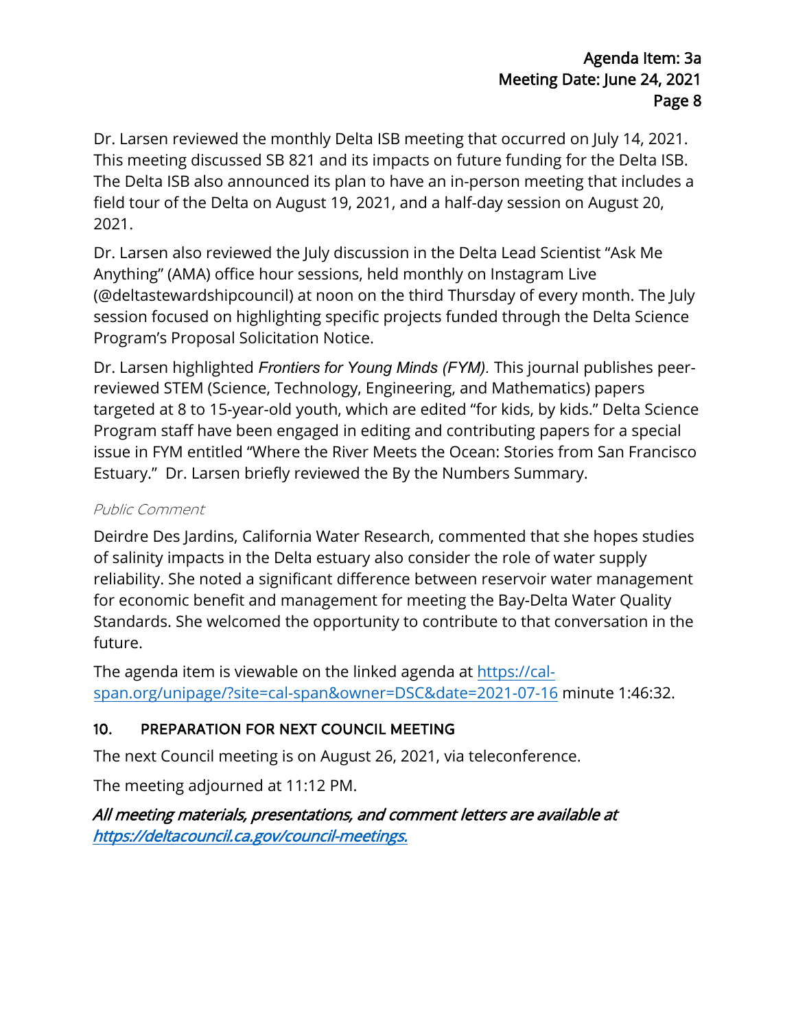Dr. Larsen reviewed the monthly Delta ISB meeting that occurred on July 14, 2021. This meeting discussed SB 821 and its impacts on future funding for the Delta ISB. The Delta ISB also announced its plan to have an in-person meeting that includes a field tour of the Delta on August 19, 2021, and a half-day session on August 20, 2021.

Dr. Larsen also reviewed the July discussion in the Delta Lead Scientist "Ask Me Anything" (AMA) office hour sessions, held monthly on Instagram Live (@deltastewardshipcouncil) at noon on the third Thursday of every month. The July session focused on highlighting specific projects funded through the Delta Science Program's Proposal Solicitation Notice.

Dr. Larsen highlighted *Frontiers for Young Minds (FYM).* This journal publishes peer-reviewed STEM (Science, Technology, Engineering, and Mathematics) papers targeted at 8 to 15-year-old youth, which are edited "for kids, by kids." Delta Science Program staff have been engaged in editing and contributing papers for a special issue in FYM entitled "Where the River Meets the Ocean: Stories from San Francisco Estuary." Dr. Larsen briefly reviewed the By the Numbers Summary.

*Public Comment*

Deirdre Des Jardins, California Water Research, commented that she hopes studies of salinity impacts in the Delta estuary also consider the role of water supply reliability. She noted a significant difference between reservoir water management for economic benefit and management for meeting the Bay-Delta Water Quality Standards. She welcomed the opportunity to contribute to that conversation in the future.

The agenda item is viewable on the linked agenda at [https://cal-span.org/unipage/?site=cal-span&owner=DSC&date=2021-07-16](https://cal-span.org/unipage/?site=cal-span&owner=DSC&date=2021-07-16) minute 1:46:32.

## 10. PREPARATION FOR NEXT COUNCIL MEETING

The next Council meeting is on August 26, 2021, via teleconference.

The meeting adjourned at 11:12 PM.

***All meeting materials, presentations, and comment letters are available at [https://deltacouncil.ca.gov/council-meetings.](https://deltacouncil.ca.gov/council-meetings)***